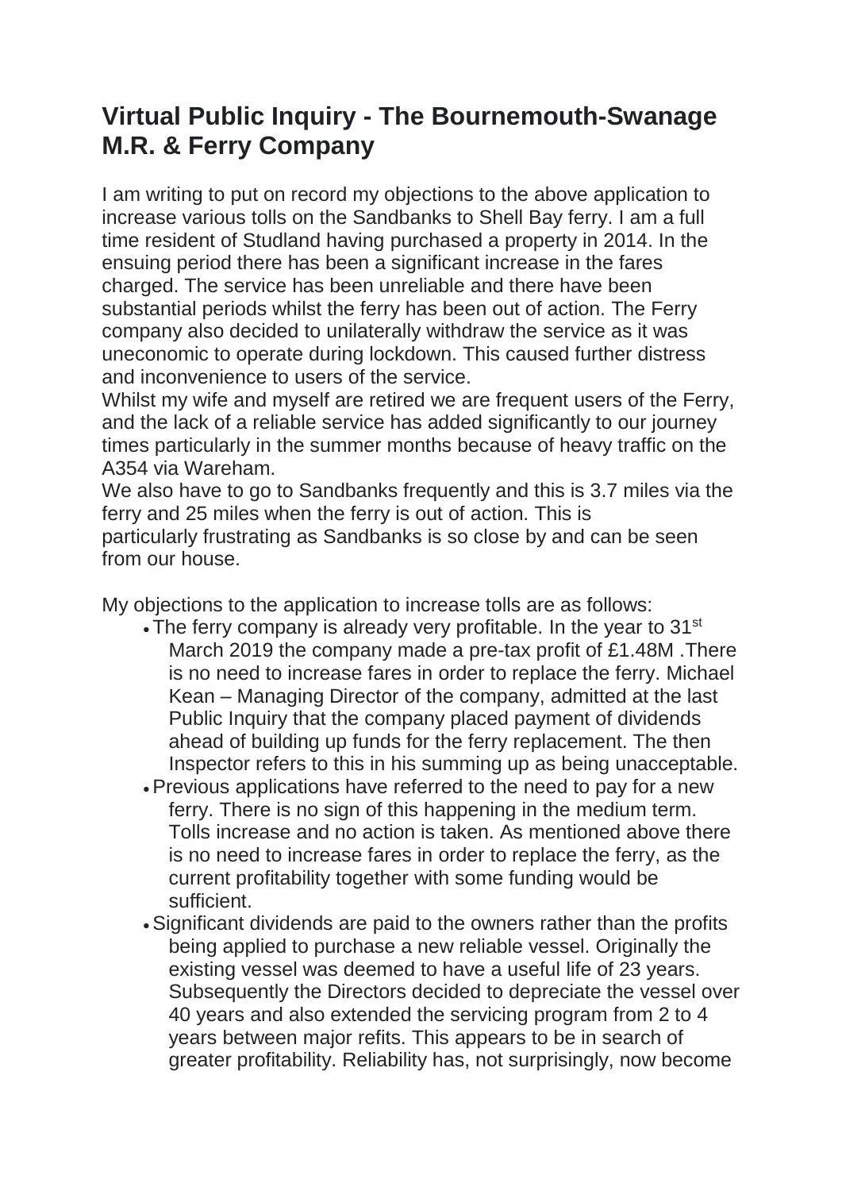# Virtual Public Inquiry - The Bournemouth-Swanage M.R. & Ferry Company

I am writing to put on record my objections to the above application to increase various tolls on the Sandbanks to Shell Bay ferry. I am a full time resident of Studland having purchased a property in 2014. In the ensuing period there has been a significant increase in the fares charged. The service has been unreliable and there have been substantial periods whilst the ferry has been out of action. The Ferry company also decided to unilaterally withdraw the service as it was uneconomic to operate during lockdown. This caused further distress and inconvenience to users of the service.

Whilst my wife and myself are retired we are frequent users of the Ferry, and the lack of a reliable service has added significantly to our journey times particularly in the summer months because of heavy traffic on the A354 via Wareham.

We also have to go to Sandbanks frequently and this is 3.7 miles via the ferry and 25 miles when the ferry is out of action. This is particularly frustrating as Sandbanks is so close by and can be seen from our house.

My objections to the application to increase tolls are as follows:

- The ferry company is already very profitable. In the year to 31st March 2019 the company made a pre-tax profit of £1.48M .There is no need to increase fares in order to replace the ferry. Michael Kean – Managing Director of the company, admitted at the last Public Inquiry that the company placed payment of dividends ahead of building up funds for the ferry replacement. The then Inspector refers to this in his summing up as being unacceptable.
- Previous applications have referred to the need to pay for a new ferry. There is no sign of this happening in the medium term. Tolls increase and no action is taken. As mentioned above there is no need to increase fares in order to replace the ferry, as the current profitability together with some funding would be sufficient.
- Significant dividends are paid to the owners rather than the profits being applied to purchase a new reliable vessel. Originally the existing vessel was deemed to have a useful life of 23 years. Subsequently the Directors decided to depreciate the vessel over 40 years and also extended the servicing program from 2 to 4 years between major refits. This appears to be in search of greater profitability. Reliability has, not surprisingly, now become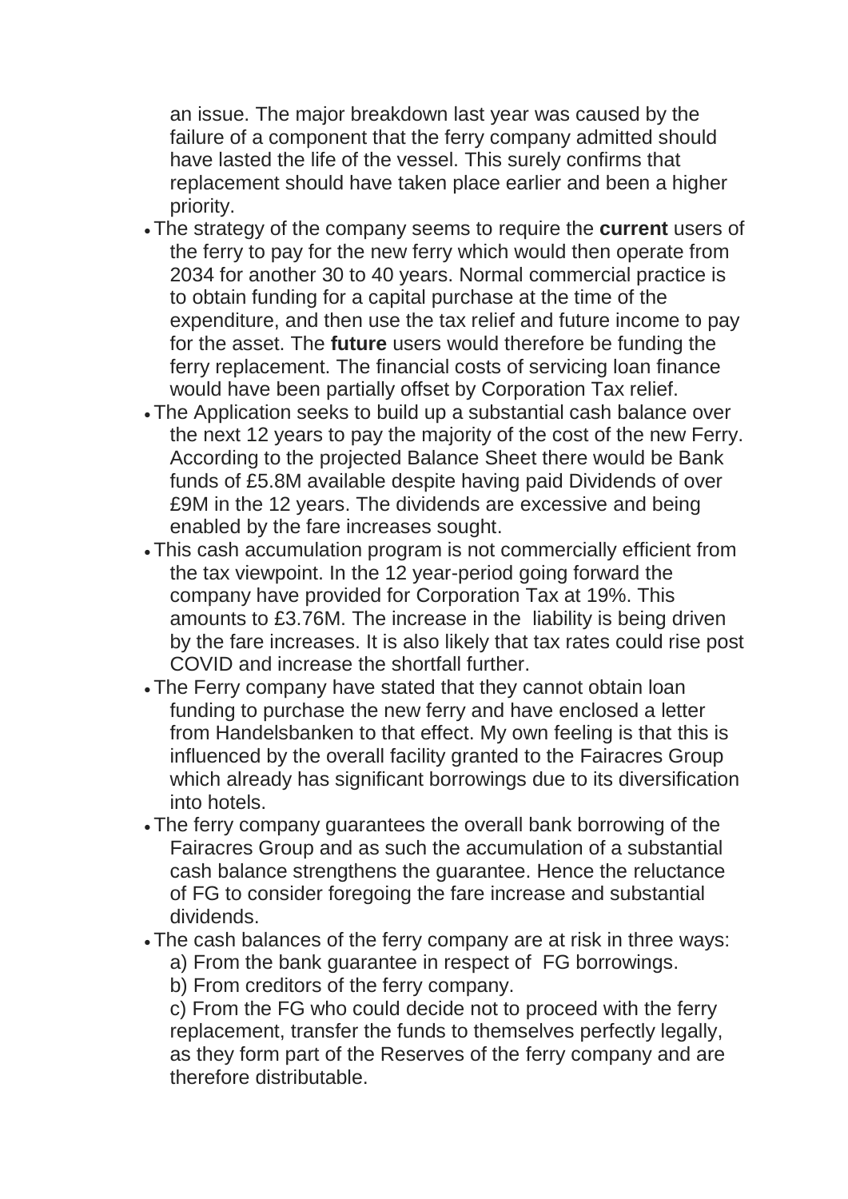an issue. The major breakdown last year was caused by the failure of a component that the ferry company admitted should have lasted the life of the vessel. This surely confirms that replacement should have taken place earlier and been a higher priority.

- The strategy of the company seems to require the **current** users of the ferry to pay for the new ferry which would then operate from 2034 for another 30 to 40 years. Normal commercial practice is to obtain funding for a capital purchase at the time of the expenditure, and then use the tax relief and future income to pay for the asset. The **future** users would therefore be funding the ferry replacement. The financial costs of servicing loan finance would have been partially offset by Corporation Tax relief.
- The Application seeks to build up a substantial cash balance over the next 12 years to pay the majority of the cost of the new Ferry. According to the projected Balance Sheet there would be Bank funds of £5.8M available despite having paid Dividends of over £9M in the 12 years. The dividends are excessive and being enabled by the fare increases sought.
- This cash accumulation program is not commercially efficient from the tax viewpoint. In the 12 year-period going forward the company have provided for Corporation Tax at 19%. This amounts to £3.76M. The increase in the liability is being driven by the fare increases. It is also likely that tax rates could rise post COVID and increase the shortfall further.
- The Ferry company have stated that they cannot obtain loan funding to purchase the new ferry and have enclosed a letter from Handelsbanken to that effect. My own feeling is that this is influenced by the overall facility granted to the Fairacres Group which already has significant borrowings due to its diversification into hotels.
- The ferry company guarantees the overall bank borrowing of the Fairacres Group and as such the accumulation of a substantial cash balance strengthens the guarantee. Hence the reluctance of FG to consider foregoing the fare increase and substantial dividends.
- The cash balances of the ferry company are at risk in three ways:

  a) From the bank guarantee in respect of FG borrowings.

  b) From creditors of the ferry company.

  c) From the FG who could decide not to proceed with the ferry replacement, transfer the funds to themselves perfectly legally, as they form part of the Reserves of the ferry company and are therefore distributable.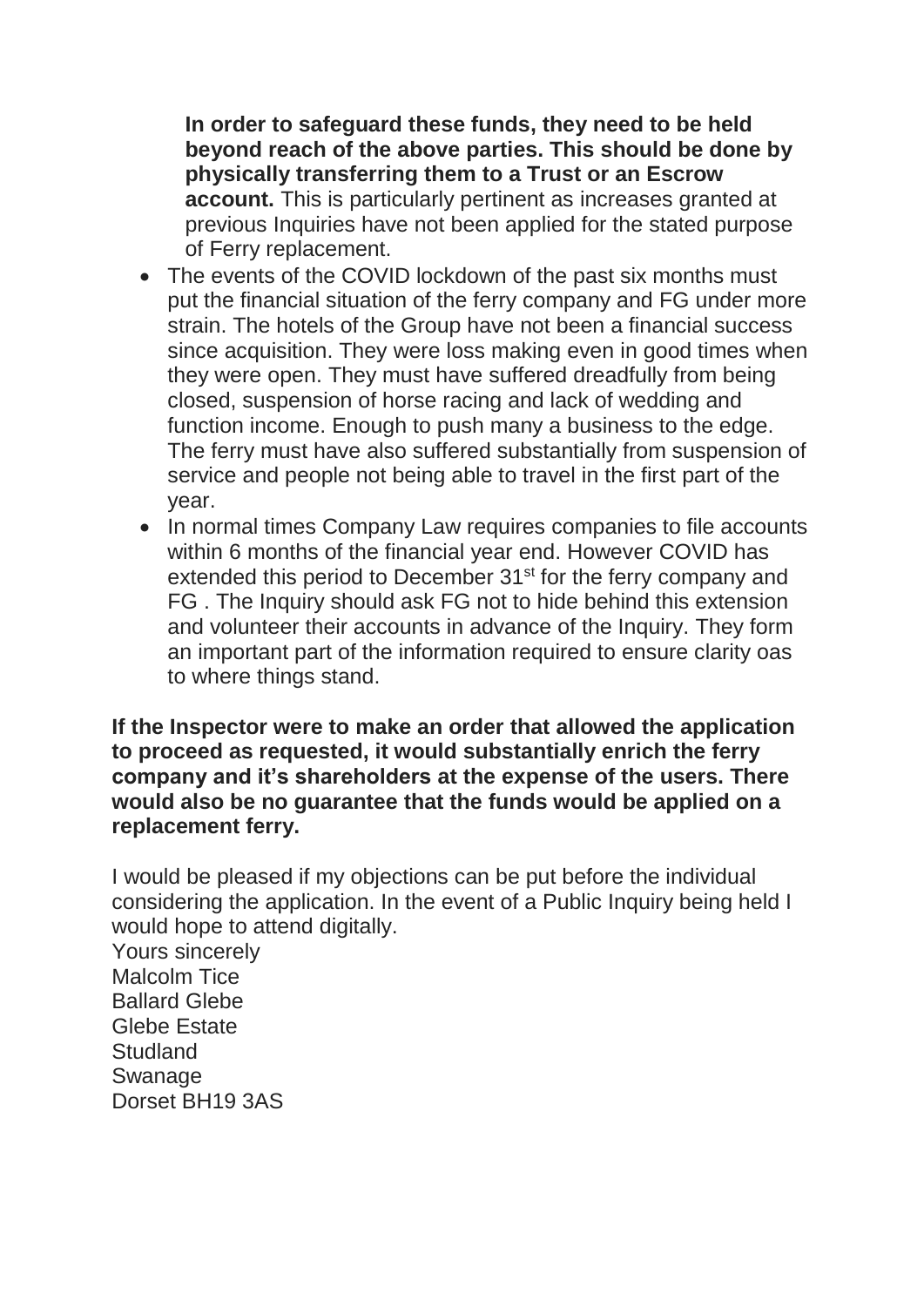**In order to safeguard these funds, they need to be held beyond reach of the above parties. This should be done by physically transferring them to a Trust or an Escrow account.** This is particularly pertinent as increases granted at previous Inquiries have not been applied for the stated purpose of Ferry replacement.

- The events of the COVID lockdown of the past six months must put the financial situation of the ferry company and FG under more strain. The hotels of the Group have not been a financial success since acquisition. They were loss making even in good times when they were open. They must have suffered dreadfully from being closed, suspension of horse racing and lack of wedding and function income. Enough to push many a business to the edge. The ferry must have also suffered substantially from suspension of service and people not being able to travel in the first part of the year.
- In normal times Company Law requires companies to file accounts within 6 months of the financial year end. However COVID has extended this period to December 31st for the ferry company and FG . The Inquiry should ask FG not to hide behind this extension and volunteer their accounts in advance of the Inquiry. They form an important part of the information required to ensure clarity oas to where things stand.

**If the Inspector were to make an order that allowed the application to proceed as requested, it would substantially enrich the ferry company and it's shareholders at the expense of the users. There would also be no guarantee that the funds would be applied on a replacement ferry.**

I would be pleased if my objections can be put before the individual considering the application. In the event of a Public Inquiry being held I would hope to attend digitally.

Yours sincerely
Malcolm Tice
Ballard Glebe
Glebe Estate
Studland
Swanage
Dorset BH19 3AS